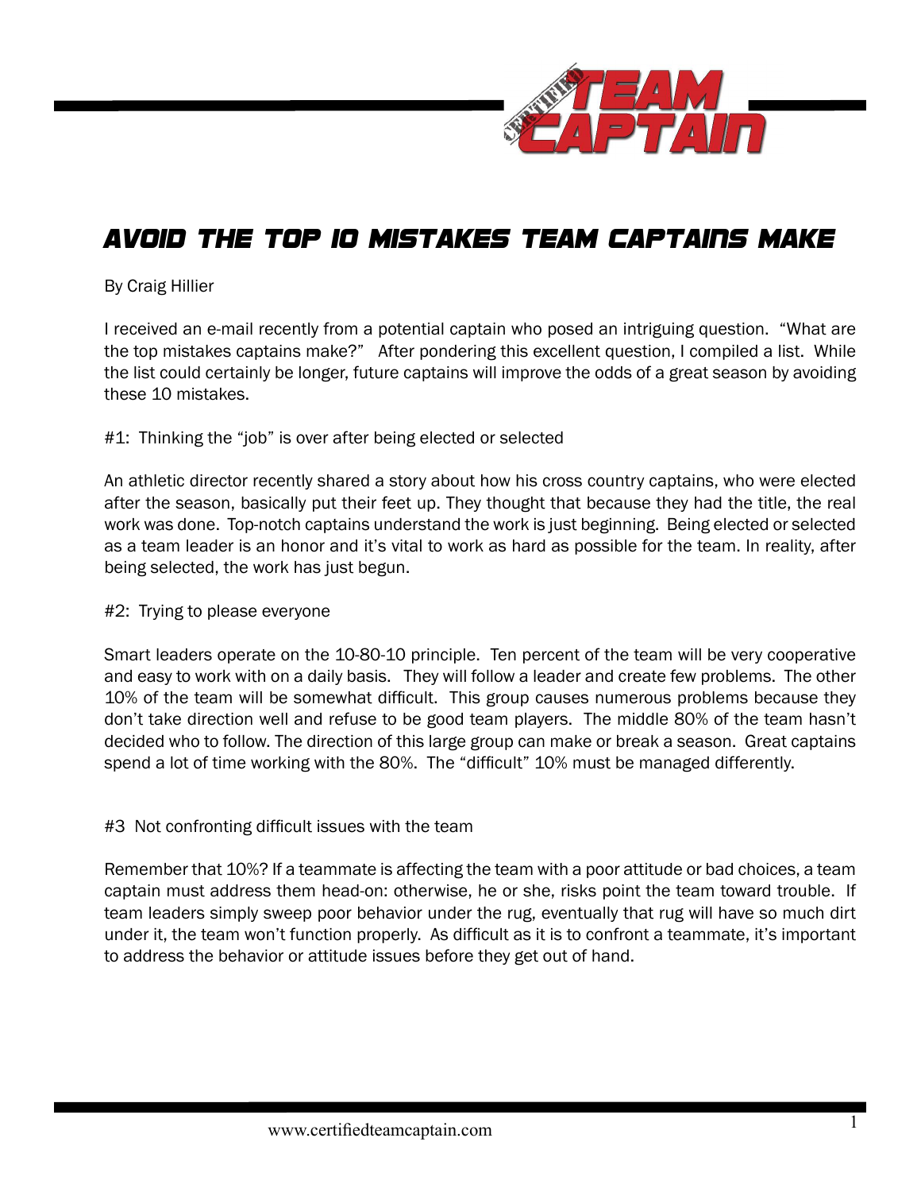# AVOID THE TOP 10 MISTAKES TEAM CAPTAINS MAKE

By Craig Hillier

I received an e-mail recently from a potential captain who posed an intriguing question. "What are the top mistakes captains make?" After pondering this excellent question, I compiled a list. While the list could certainly be longer, future captains will improve the odds of a great season by avoiding these 10 mistakes.

#1: Thinking the "job" is over after being elected or selected

An athletic director recently shared a story about how his cross country captains, who were elected after the season, basically put their feet up. They thought that because they had the title, the real work was done. Top-notch captains understand the work is just beginning. Being elected or selected as a team leader is an honor and it's vital to work as hard as possible for the team. In reality, after being selected, the work has just begun.

#2: Trying to please everyone

Smart leaders operate on the 10-80-10 principle. Ten percent of the team will be very cooperative and easy to work with on a daily basis. They will follow a leader and create few problems. The other 10% of the team will be somewhat difficult. This group causes numerous problems because they don't take direction well and refuse to be good team players. The middle 80% of the team hasn't decided who to follow. The direction of this large group can make or break a season. Great captains spend a lot of time working with the 80%. The "difficult" 10% must be managed differently.

#3 Not confronting difficult issues with the team

Remember that 10%? If a teammate is affecting the team with a poor attitude or bad choices, a team captain must address them head-on: otherwise, he or she, risks point the team toward trouble. If team leaders simply sweep poor behavior under the rug, eventually that rug will have so much dirt under it, the team won't function properly. As difficult as it is to confront a teammate, it's important to address the behavior or attitude issues before they get out of hand.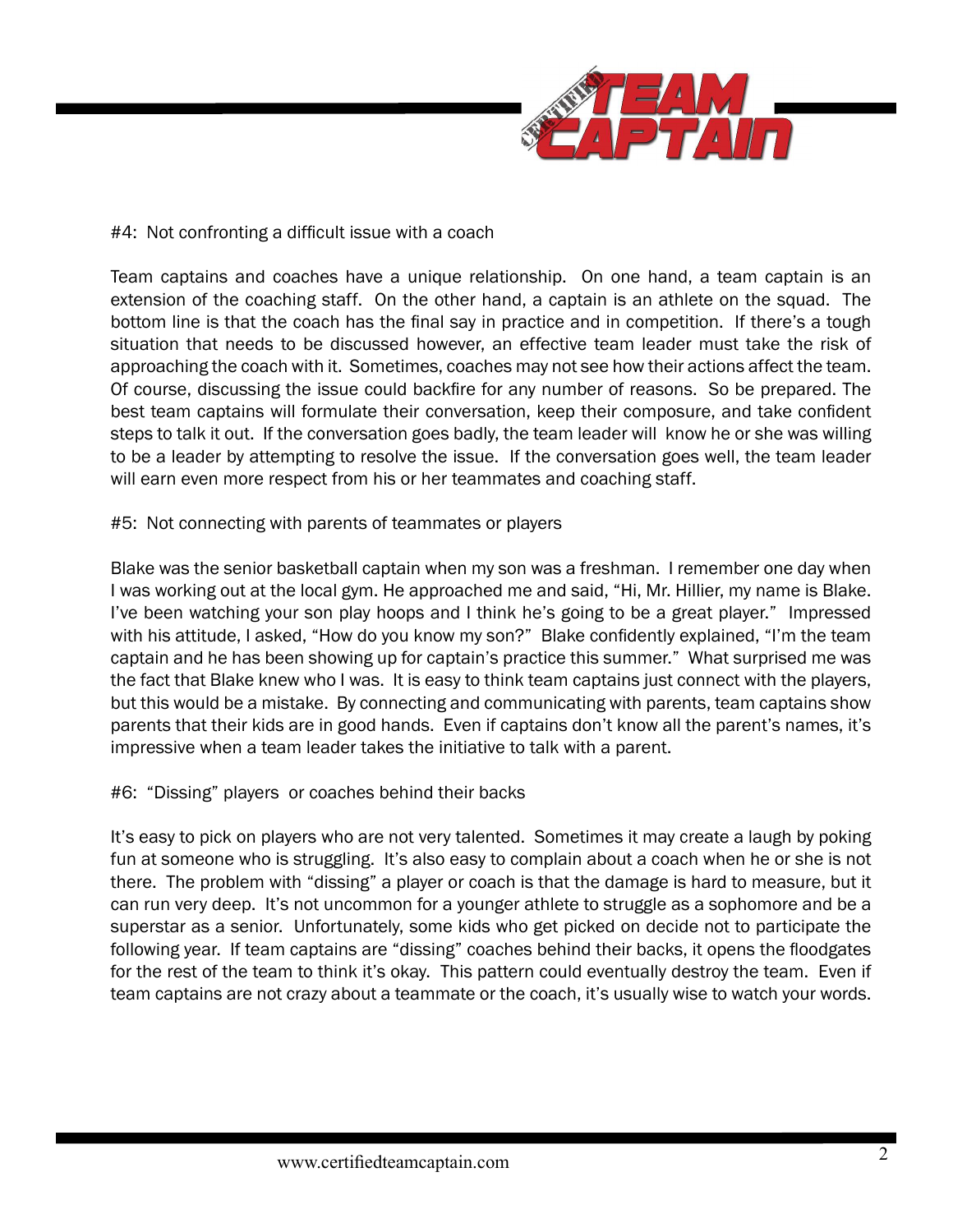#4: Not confronting a difficult issue with a coach

Team captains and coaches have a unique relationship. On one hand, a team captain is an extension of the coaching staff. On the other hand, a captain is an athlete on the squad. The bottom line is that the coach has the final say in practice and in competition. If there's a tough situation that needs to be discussed however, an effective team leader must take the risk of approaching the coach with it. Sometimes, coaches may not see how their actions affect the team. Of course, discussing the issue could backfire for any number of reasons. So be prepared. The best team captains will formulate their conversation, keep their composure, and take confident steps to talk it out. If the conversation goes badly, the team leader will know he or she was willing to be a leader by attempting to resolve the issue. If the conversation goes well, the team leader will earn even more respect from his or her teammates and coaching staff.

#5: Not connecting with parents of teammates or players

Blake was the senior basketball captain when my son was a freshman. I remember one day when I was working out at the local gym. He approached me and said, "Hi, Mr. Hillier, my name is Blake. I've been watching your son play hoops and I think he's going to be a great player." Impressed with his attitude, I asked, "How do you know my son?" Blake confidently explained, "I'm the team captain and he has been showing up for captain's practice this summer." What surprised me was the fact that Blake knew who I was. It is easy to think team captains just connect with the players, but this would be a mistake. By connecting and communicating with parents, team captains show parents that their kids are in good hands. Even if captains don't know all the parent's names, it's impressive when a team leader takes the initiative to talk with a parent.

#6: "Dissing" players or coaches behind their backs

It's easy to pick on players who are not very talented. Sometimes it may create a laugh by poking fun at someone who is struggling. It's also easy to complain about a coach when he or she is not there. The problem with "dissing" a player or coach is that the damage is hard to measure, but it can run very deep. It's not uncommon for a younger athlete to struggle as a sophomore and be a superstar as a senior. Unfortunately, some kids who get picked on decide not to participate the following year. If team captains are "dissing" coaches behind their backs, it opens the floodgates for the rest of the team to think it's okay. This pattern could eventually destroy the team. Even if team captains are not crazy about a teammate or the coach, it's usually wise to watch your words.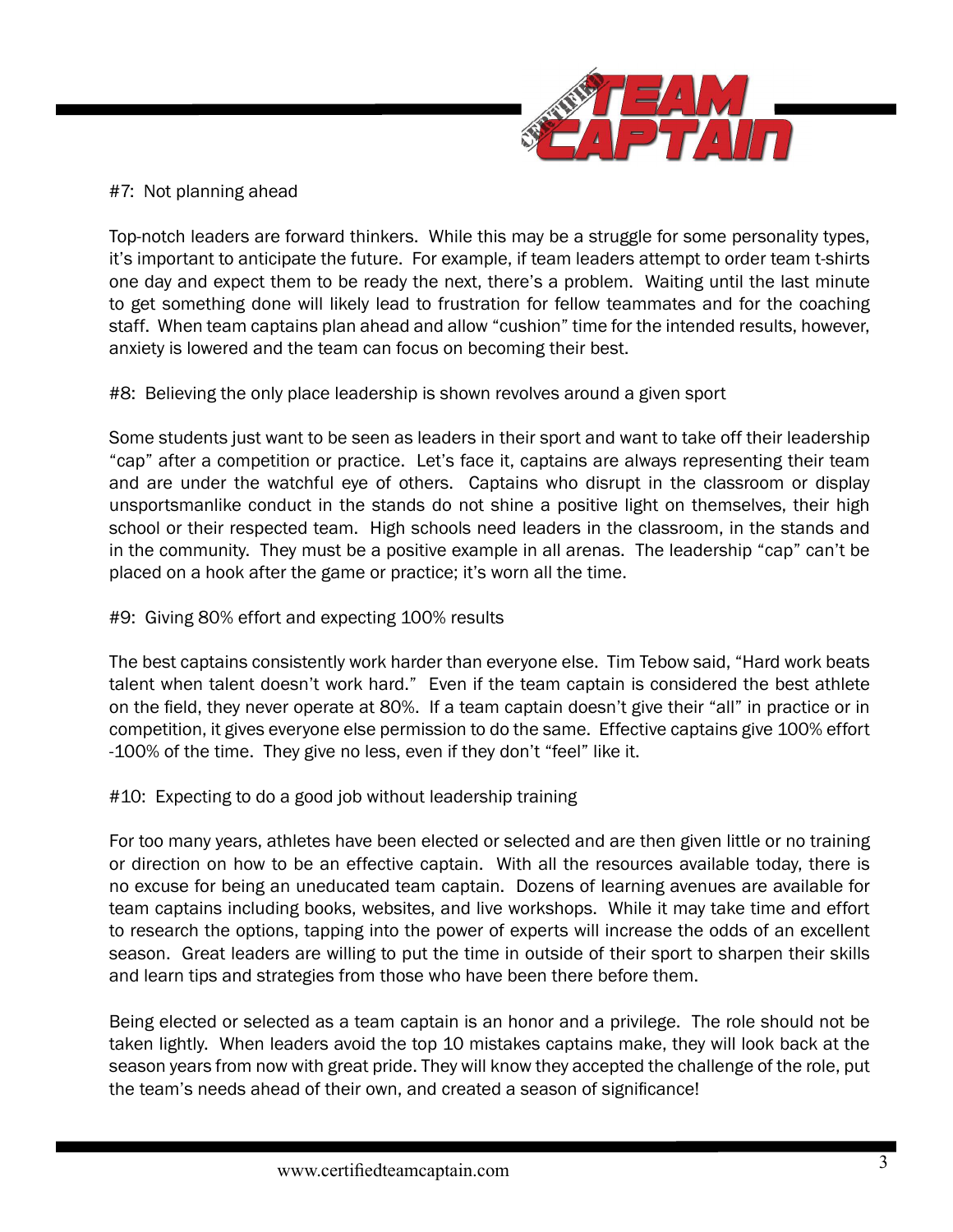#7: Not planning ahead

Top-notch leaders are forward thinkers. While this may be a struggle for some personality types, it's important to anticipate the future. For example, if team leaders attempt to order team t-shirts one day and expect them to be ready the next, there's a problem. Waiting until the last minute to get something done will likely lead to frustration for fellow teammates and for the coaching staff. When team captains plan ahead and allow "cushion" time for the intended results, however, anxiety is lowered and the team can focus on becoming their best.

#8: Believing the only place leadership is shown revolves around a given sport

Some students just want to be seen as leaders in their sport and want to take off their leadership "cap" after a competition or practice. Let's face it, captains are always representing their team and are under the watchful eye of others. Captains who disrupt in the classroom or display unsportsmanlike conduct in the stands do not shine a positive light on themselves, their high school or their respected team. High schools need leaders in the classroom, in the stands and in the community. They must be a positive example in all arenas. The leadership "cap" can't be placed on a hook after the game or practice; it's worn all the time.

#9: Giving 80% effort and expecting 100% results

The best captains consistently work harder than everyone else. Tim Tebow said, "Hard work beats talent when talent doesn't work hard." Even if the team captain is considered the best athlete on the field, they never operate at 80%. If a team captain doesn't give their "all" in practice or in competition, it gives everyone else permission to do the same. Effective captains give 100% effort -100% of the time. They give no less, even if they don't "feel" like it.

#10: Expecting to do a good job without leadership training

For too many years, athletes have been elected or selected and are then given little or no training or direction on how to be an effective captain. With all the resources available today, there is no excuse for being an uneducated team captain. Dozens of learning avenues are available for team captains including books, websites, and live workshops. While it may take time and effort to research the options, tapping into the power of experts will increase the odds of an excellent season. Great leaders are willing to put the time in outside of their sport to sharpen their skills and learn tips and strategies from those who have been there before them.

Being elected or selected as a team captain is an honor and a privilege. The role should not be taken lightly. When leaders avoid the top 10 mistakes captains make, they will look back at the season years from now with great pride. They will know they accepted the challenge of the role, put the team's needs ahead of their own, and created a season of significance!